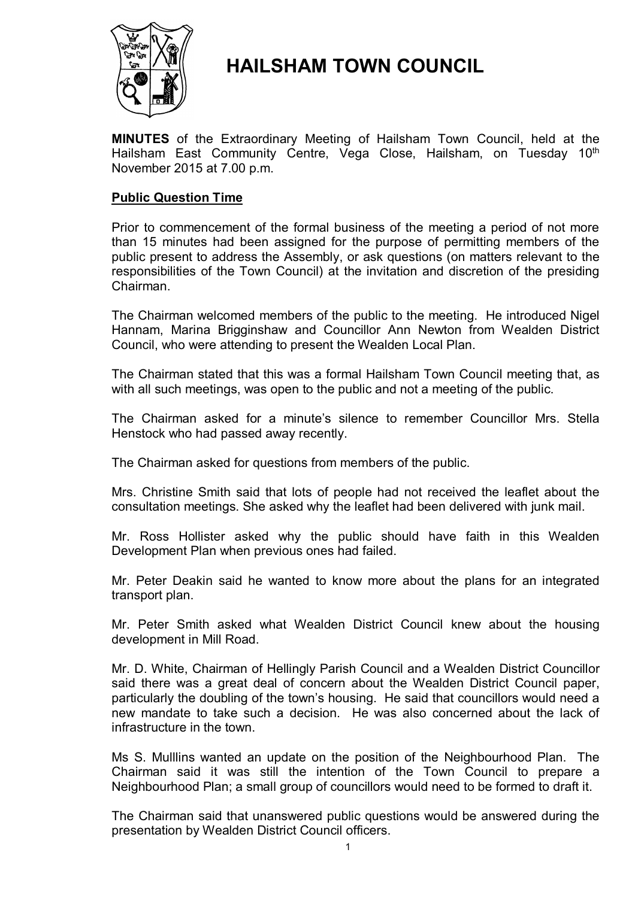# HAILSHAM TOWN COUNCIL

**MINUTES** of the Extraordinary Meeting of Hailsham Town Council, held at the Hailsham East Community Centre, Vega Close, Hailsham, on Tuesday 10th November 2015 at 7.00 p.m.

**Public Question Time**

Prior to commencement of the formal business of the meeting a period of not more than 15 minutes had been assigned for the purpose of permitting members of the public present to address the Assembly, or ask questions (on matters relevant to the responsibilities of the Town Council) at the invitation and discretion of the presiding Chairman.

The Chairman welcomed members of the public to the meeting. He introduced Nigel Hannam, Marina Brigginshaw and Councillor Ann Newton from Wealden District Council, who were attending to present the Wealden Local Plan.

The Chairman stated that this was a formal Hailsham Town Council meeting that, as with all such meetings, was open to the public and not a meeting of the public.

The Chairman asked for a minute's silence to remember Councillor Mrs. Stella Henstock who had passed away recently.

The Chairman asked for questions from members of the public.

Mrs. Christine Smith said that lots of people had not received the leaflet about the consultation meetings. She asked why the leaflet had been delivered with junk mail.

Mr. Ross Hollister asked why the public should have faith in this Wealden Development Plan when previous ones had failed.

Mr. Peter Deakin said he wanted to know more about the plans for an integrated transport plan.

Mr. Peter Smith asked what Wealden District Council knew about the housing development in Mill Road.

Mr. D. White, Chairman of Hellingly Parish Council and a Wealden District Councillor said there was a great deal of concern about the Wealden District Council paper, particularly the doubling of the town's housing. He said that councillors would need a new mandate to take such a decision. He was also concerned about the lack of infrastructure in the town.

Ms S. Mulllins wanted an update on the position of the Neighbourhood Plan. The Chairman said it was still the intention of the Town Council to prepare a Neighbourhood Plan; a small group of councillors would need to be formed to draft it.

The Chairman said that unanswered public questions would be answered during the presentation by Wealden District Council officers.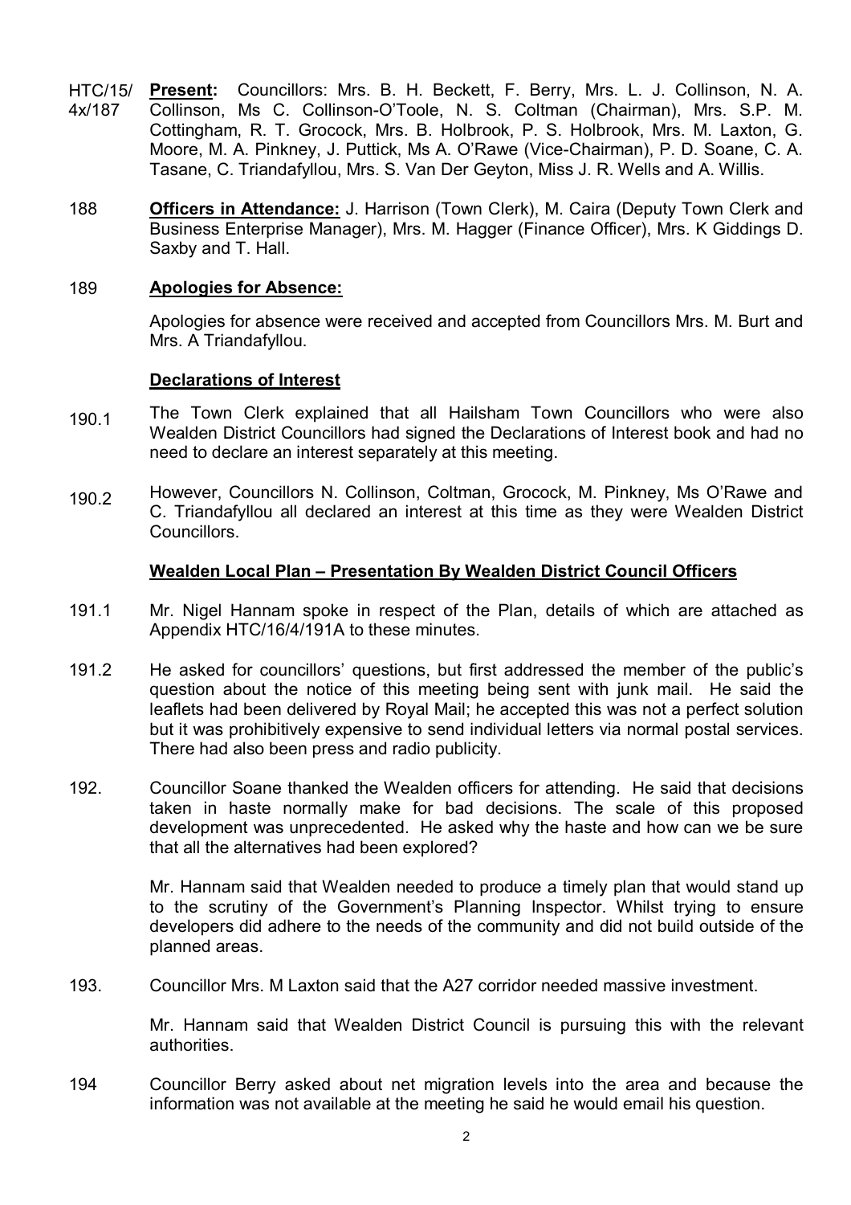HTC/15/4x/187 **Present:** Councillors: Mrs. B. H. Beckett, F. Berry, Mrs. L. J. Collinson, N. A. Collinson, Ms C. Collinson-O'Toole, N. S. Coltman (Chairman), Mrs. S.P. M. Cottingham, R. T. Grocock, Mrs. B. Holbrook, P. S. Holbrook, Mrs. M. Laxton, G. Moore, M. A. Pinkney, J. Puttick, Ms A. O'Rawe (Vice-Chairman), P. D. Soane, C. A. Tasane, C. Triandafyllou, Mrs. S. Van Der Geyton, Miss J. R. Wells and A. Willis.

188 **Officers in Attendance:** J. Harrison (Town Clerk), M. Caira (Deputy Town Clerk and Business Enterprise Manager), Mrs. M. Hagger (Finance Officer), Mrs. K Giddings D. Saxby and T. Hall.

189 **Apologies for Absence:**

Apologies for absence were received and accepted from Councillors Mrs. M. Burt and Mrs. A Triandafyllou.

**Declarations of Interest**

190.1 The Town Clerk explained that all Hailsham Town Councillors who were also Wealden District Councillors had signed the Declarations of Interest book and had no need to declare an interest separately at this meeting.

190.2 However, Councillors N. Collinson, Coltman, Grocock, M. Pinkney, Ms O'Rawe and C. Triandafyllou all declared an interest at this time as they were Wealden District Councillors.

**Wealden Local Plan – Presentation By Wealden District Council Officers**

191.1 Mr. Nigel Hannam spoke in respect of the Plan, details of which are attached as Appendix HTC/16/4/191A to these minutes.

191.2 He asked for councillors' questions, but first addressed the member of the public's question about the notice of this meeting being sent with junk mail. He said the leaflets had been delivered by Royal Mail; he accepted this was not a perfect solution but it was prohibitively expensive to send individual letters via normal postal services. There had also been press and radio publicity.

192. Councillor Soane thanked the Wealden officers for attending. He said that decisions taken in haste normally make for bad decisions. The scale of this proposed development was unprecedented. He asked why the haste and how can we be sure that all the alternatives had been explored?

Mr. Hannam said that Wealden needed to produce a timely plan that would stand up to the scrutiny of the Government's Planning Inspector. Whilst trying to ensure developers did adhere to the needs of the community and did not build outside of the planned areas.

193. Councillor Mrs. M Laxton said that the A27 corridor needed massive investment.

Mr. Hannam said that Wealden District Council is pursuing this with the relevant authorities.

194 Councillor Berry asked about net migration levels into the area and because the information was not available at the meeting he said he would email his question.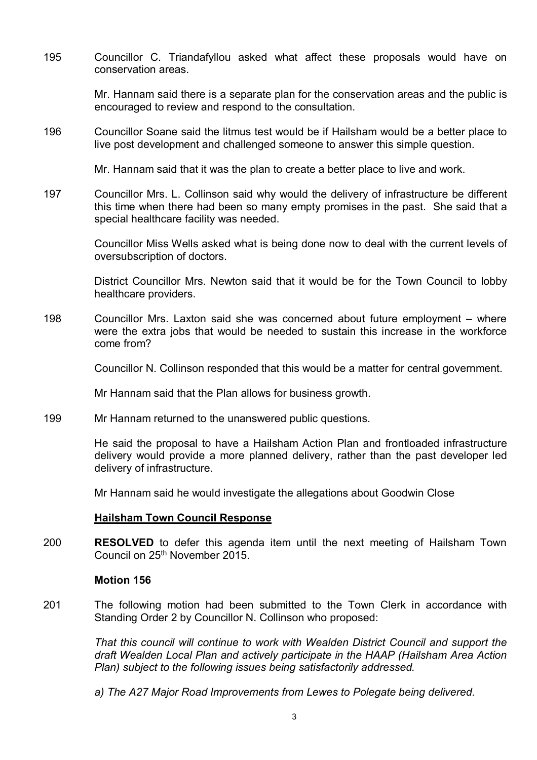195 Councillor C. Triandafyllou asked what affect these proposals would have on conservation areas.

Mr. Hannam said there is a separate plan for the conservation areas and the public is encouraged to review and respond to the consultation.

196 Councillor Soane said the litmus test would be if Hailsham would be a better place to live post development and challenged someone to answer this simple question.

Mr. Hannam said that it was the plan to create a better place to live and work.

197 Councillor Mrs. L. Collinson said why would the delivery of infrastructure be different this time when there had been so many empty promises in the past. She said that a special healthcare facility was needed.

Councillor Miss Wells asked what is being done now to deal with the current levels of oversubscription of doctors.

District Councillor Mrs. Newton said that it would be for the Town Council to lobby healthcare providers.

198 Councillor Mrs. Laxton said she was concerned about future employment – where were the extra jobs that would be needed to sustain this increase in the workforce come from?

Councillor N. Collinson responded that this would be a matter for central government.

Mr Hannam said that the Plan allows for business growth.

199 Mr Hannam returned to the unanswered public questions.

He said the proposal to have a Hailsham Action Plan and frontloaded infrastructure delivery would provide a more planned delivery, rather than the past developer led delivery of infrastructure.

Mr Hannam said he would investigate the allegations about Goodwin Close

**Hailsham Town Council Response**

200 **RESOLVED** to defer this agenda item until the next meeting of Hailsham Town Council on 25th November 2015.

**Motion 156**

201 The following motion had been submitted to the Town Clerk in accordance with Standing Order 2 by Councillor N. Collinson who proposed:

*That this council will continue to work with Wealden District Council and support the draft Wealden Local Plan and actively participate in the HAAP (Hailsham Area Action Plan) subject to the following issues being satisfactorily addressed.*

*a) The A27 Major Road Improvements from Lewes to Polegate being delivered.*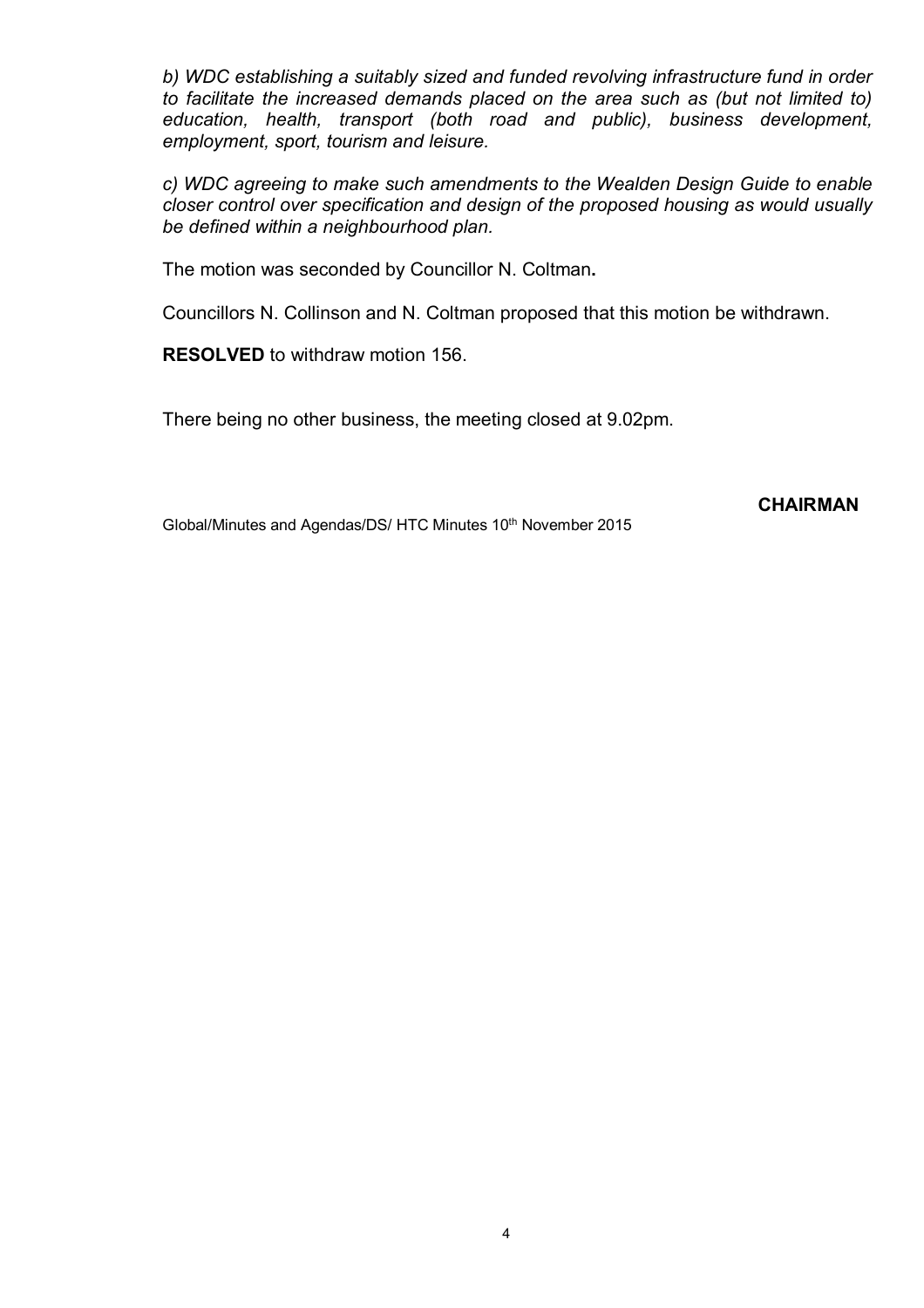*b) WDC establishing a suitably sized and funded revolving infrastructure fund in order to facilitate the increased demands placed on the area such as (but not limited to) education, health, transport (both road and public), business development, employment, sport, tourism and leisure.*

*c) WDC agreeing to make such amendments to the Wealden Design Guide to enable closer control over specification and design of the proposed housing as would usually be defined within a neighbourhood plan.*

The motion was seconded by Councillor N. Coltman**.**

Councillors N. Collinson and N. Coltman proposed that this motion be withdrawn.

**RESOLVED** to withdraw motion 156.

There being no other business, the meeting closed at 9.02pm.

**CHAIRMAN**

Global/Minutes and Agendas/DS/ HTC Minutes 10th November 2015